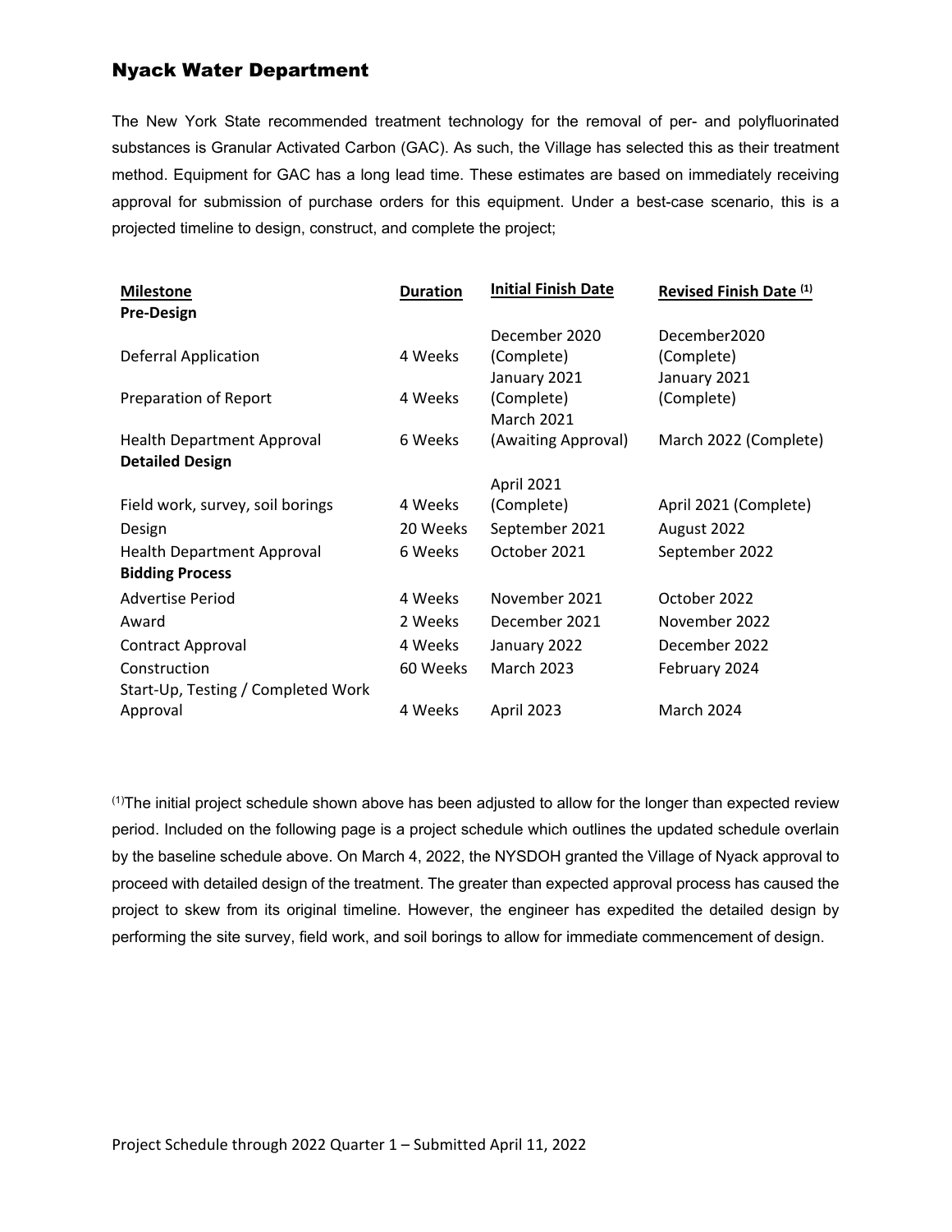## Nyack Water Department

The New York State recommended treatment technology for the removal of per- and polyfluorinated substances is Granular Activated Carbon (GAC). As such, the Village has selected this as their treatment method. Equipment for GAC has a long lead time. These estimates are based on immediately receiving approval for submission of purchase orders for this equipment. Under a best-case scenario, this is a projected timeline to design, construct, and complete the project;

| Milestone | Duration | Initial Finish Date | Revised Finish Date [1] |
|---|---|---|---|
| **Pre-Design** | | | |
| Deferral Application | 4 Weeks | December 2020 (Complete) | December2020 (Complete) |
| Preparation of Report | 4 Weeks | January 2021 (Complete) | January 2021 (Complete) |
| Health Department Approval | 6 Weeks | March 2021 (Awaiting Approval) | March 2022 (Complete) |
| **Detailed Design** | | | |
| Field work, survey, soil borings | 4 Weeks | April 2021 (Complete) | April 2021 (Complete) |
| Design | 20 Weeks | September 2021 | August 2022 |
| Health Department Approval | 6 Weeks | October 2021 | September 2022 |
| **Bidding Process** | | | |
| Advertise Period | 4 Weeks | November 2021 | October 2022 |
| Award | 2 Weeks | December 2021 | November 2022 |
| Contract Approval | 4 Weeks | January 2022 | December 2022 |
| Construction | 60 Weeks | March 2023 | February 2024 |
| Start-Up, Testing / Completed Work Approval | 4 Weeks | April 2023 | March 2024 |

[1]The initial project schedule shown above has been adjusted to allow for the longer than expected review period. Included on the following page is a project schedule which outlines the updated schedule overlain by the baseline schedule above. On March 4, 2022, the NYSDOH granted the Village of Nyack approval to proceed with detailed design of the treatment. The greater than expected approval process has caused the project to skew from its original timeline. However, the engineer has expedited the detailed design by performing the site survey, field work, and soil borings to allow for immediate commencement of design.

Project Schedule through 2022 Quarter 1 – Submitted April 11, 2022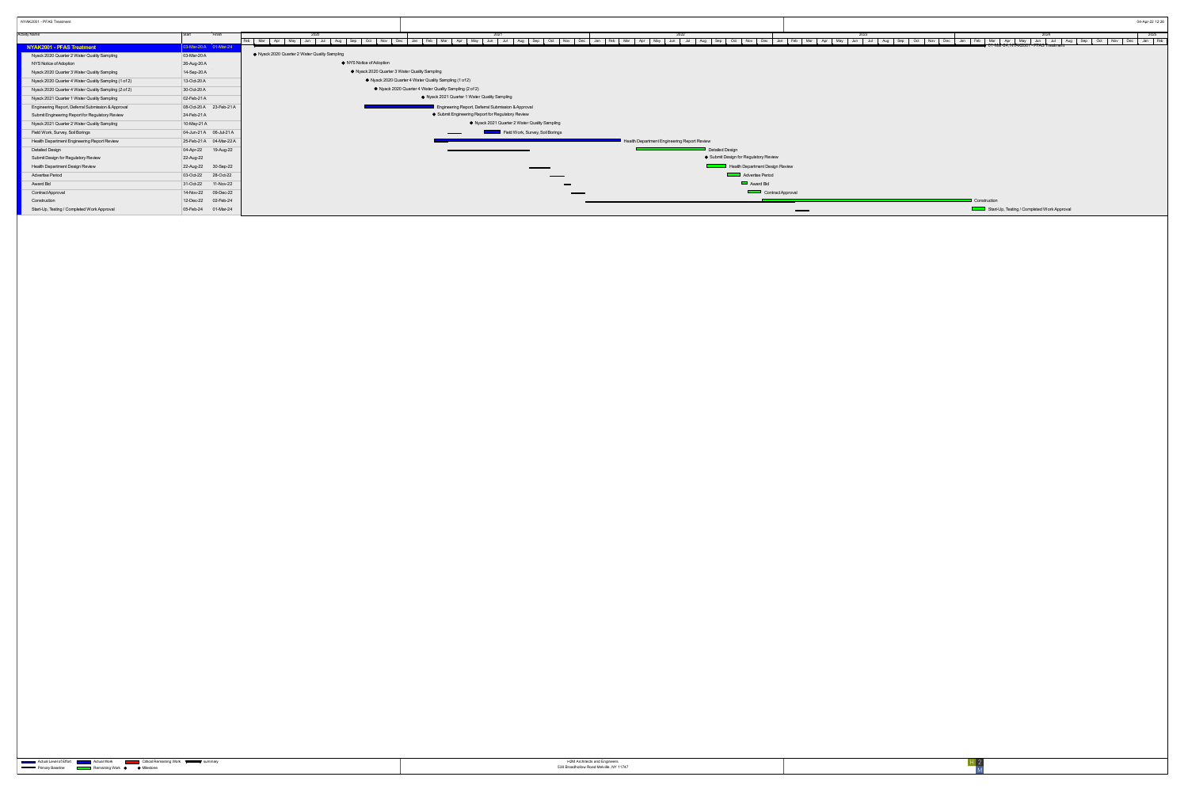NYAK2001 - PFAS Treatment

04-Apr-22 12:20

| Activity Name | Start | Finish |
|---|---|---|
| **NYAK2001 - PFAS Treatment** | 03-Mar-20 A | 01-Mar-24 |
| Nyack 2020 Quarter 2 Water Quality Sampling | 03-Mar-20 A | |
| NYS Notice of Adoption | 26-Aug-20 A | |
| Nyack 2020 Quarter 3 Water Quality Sampling | 14-Sep-20 A | |
| Nyack 2020 Quarter 4 Water Quality Sampling (1 of 2) | 13-Oct-20 A | |
| Nyack 2020 Quarter 4 Water Quality Sampling (2 of 2) | 30-Oct-20 A | |
| Nyack 2021 Quarter 1 Water Quality Sampling | 02-Feb-21 A | |
| Engineering Report, Deferral Submission & Approval | 08-Oct-20 A | 23-Feb-21 A |
| Submit Engineering Report for Regulatory Review | 24-Feb-21 A | |
| Nyack 2021 Quarter 2 Water Quality Sampling | 10-May-21 A | |
| Field Work, Survey, Soil Borings | 04-Jun-21 A | 06-Jul-21 A |
| Health Department Engineering Report Review | 25-Feb-21 A | 04-Mar-22 A |
| Detailed Design | 04-Apr-22 | 19-Aug-22 |
| Submit Design for Regulatory Review | 22-Aug-22 | |
| Health Department Design Review | 22-Aug-22 | 30-Sep-22 |
| Advertise Period | 03-Oct-22 | 28-Oct-22 |
| Award Bid | 31-Oct-22 | 11-Nov-22 |
| Contract Approval | 14-Nov-22 | 09-Dec-22 |
| Construction | 12-Dec-22 | 02-Feb-24 |
| Start-Up, Testing / Completed Work Approval | 05-Feb-24 | 01-Mar-24 |

2020 2021 2022 2023 2024 2025

Feb Mar Apr May Jun Jul Aug Sep Oct Nov Dec Jan Feb Mar Apr May Jun Jul Aug Sep Oct Nov Dec Jan Feb Mar Apr May Jun Jul Aug Sep Oct Nov Dec Jan Feb Mar Apr May Jun Jul Aug Sep Oct Nov Dec Jan Feb Mar Apr May Jun Jul Aug Sep Oct Nov Dec Jan Feb

01-Mar-24, NYAK2001 - PFAS Treatment

Actual Level of Effort | Actual Work | Critical Remaining Work | summary
Primary Baseline | Remaining Work | Milestone

H2M Architects and Engineers
538 Broadhollow Road Melville, NY 11747